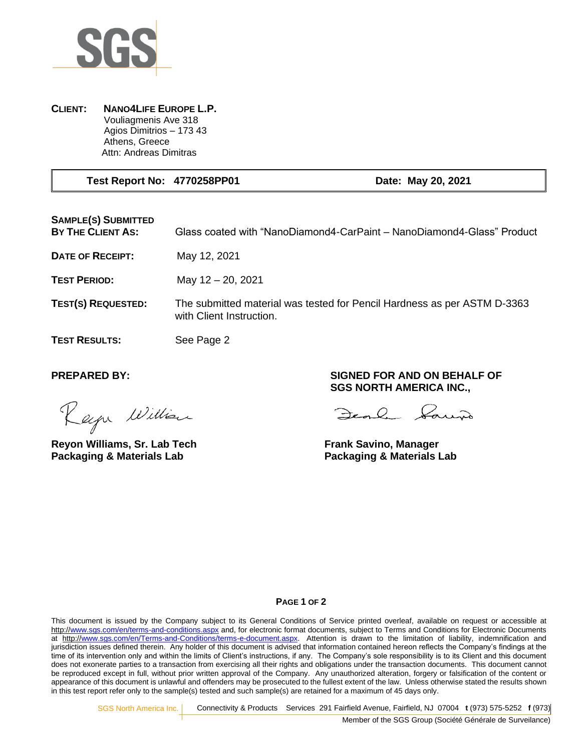SGS

**CLIENT:** **NANO4LIFE EUROPE L.P.**
Vouliagmenis Ave 318
Agios Dimitrios – 173 43
Athens, Greece
Attn: Andreas Dimitras

| **Test Report No: 4770258PP01** | **Date: May 20, 2021** |
| --- | --- |

**SAMPLE(S) SUBMITTED BY THE CLIENT AS:** Glass coated with "NanoDiamond4-CarPaint – NanoDiamond4-Glass" Product

**DATE OF RECEIPT:** May 12, 2021

**TEST PERIOD:** May 12 – 20, 2021

**TEST(S) REQUESTED:** The submitted material was tested for Pencil Hardness as per ASTM D-3363 with Client Instruction.

**TEST RESULTS:** See Page 2

**PREPARED BY:**

Reyon Williams

**Reyon Williams, Sr. Lab Tech**
**Packaging & Materials Lab**

**SIGNED FOR AND ON BEHALF OF SGS NORTH AMERICA INC.,**

Frank Savino

**Frank Savino, Manager**
**Packaging & Materials Lab**

This document is issued by the Company subject to its General Conditions of Service printed overleaf, available on request or accessible at http://www.sgs.com/en/terms-and-conditions.aspx and, for electronic format documents, subject to Terms and Conditions for Electronic Documents at http://www.sgs.com/en/Terms-and-Conditions/terms-e-document.aspx. Attention is drawn to the limitation of liability, indemnification and jurisdiction issues defined therein. Any holder of this document is advised that information contained hereon reflects the Company's findings at the time of its intervention only and within the limits of Client's instructions, if any. The Company's sole responsibility is to its Client and this document does not exonerate parties to a transaction from exercising all their rights and obligations under the transaction documents. This document cannot be reproduced except in full, without prior written approval of the Company. Any unauthorized alteration, forgery or falsification of the content or appearance of this document is unlawful and offenders may be prosecuted to the fullest extent of the law. Unless otherwise stated the results shown in this test report refer only to the sample(s) tested and such sample(s) are retained for a maximum of 45 days only.

SGS North America Inc. | Connectivity & Products Services 291 Fairfield Avenue, Fairfield, NJ 07004 **t** (973) 575-5252 **f** (973)

Member of the SGS Group (Société Générale de Surveillance)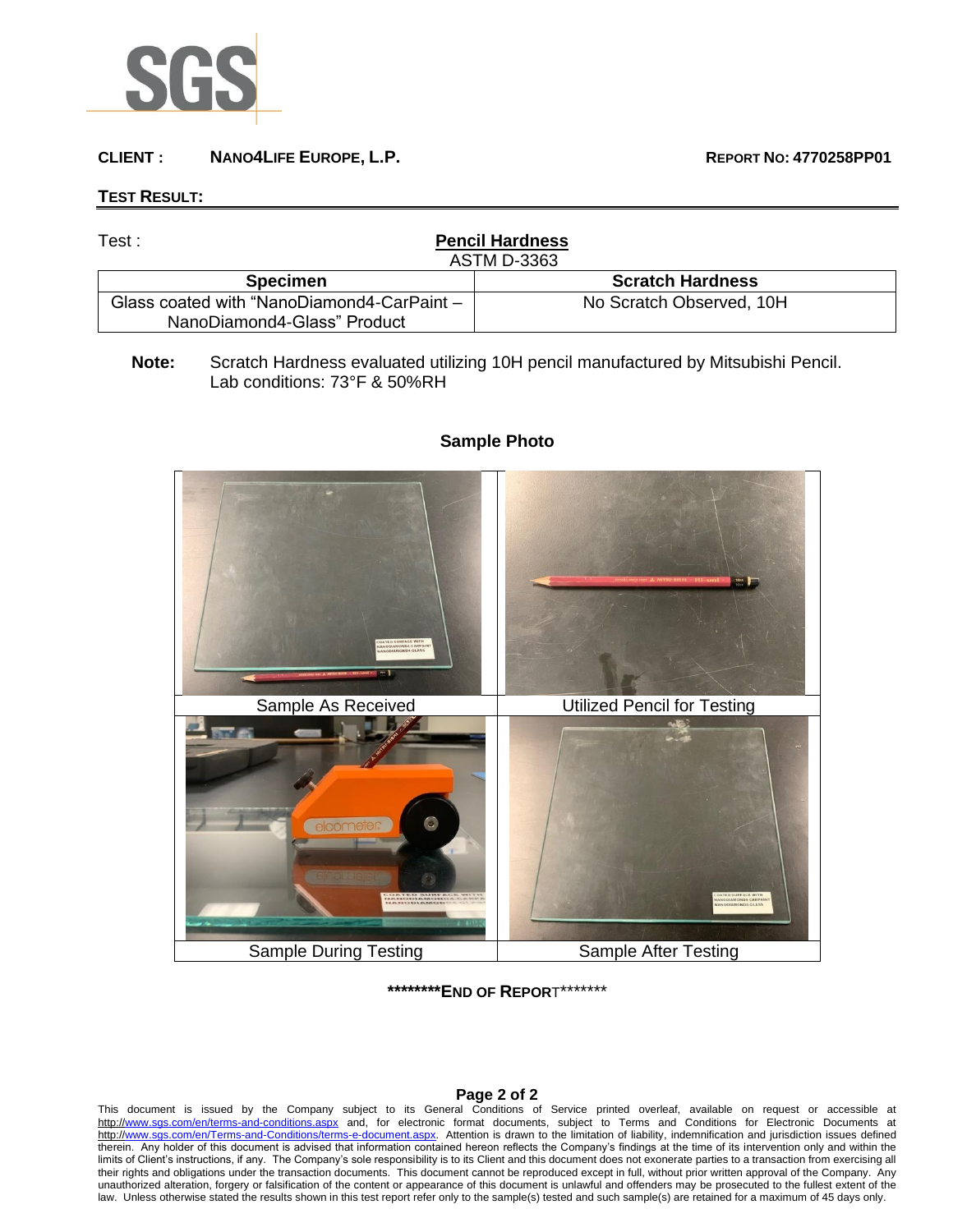**CLIENT :** **NANO4LIFE EUROPE, L.P.** **REPORT NO: 4770258PP01**

**TEST RESULT:**

Test : **Pencil Hardness**
ASTM D-3363

| Specimen | Scratch Hardness |
|---|---|
| Glass coated with "NanoDiamond4-CarPaint – NanoDiamond4-Glass" Product | No Scratch Observed, 10H |

**Note:** Scratch Hardness evaluated utilizing 10H pencil manufactured by Mitsubishi Pencil.
Lab conditions: 73°F & 50%RH

**Sample Photo**

| | |
|---|---|
| Sample As Received | Utilized Pencil for Testing |
| Sample During Testing | Sample After Testing |

**\*\*\*\*\*\*\*\*END OF REPORT\*\*\*\*\*\*\***

This document is issued by the Company subject to its General Conditions of Service printed overleaf, available on request or accessible at http://www.sgs.com/en/terms-and-conditions.aspx and, for electronic format documents, subject to Terms and Conditions for Electronic Documents at http://www.sgs.com/en/Terms-and-Conditions/terms-e-document.aspx. Attention is drawn to the limitation of liability, indemnification and jurisdiction issues defined therein. Any holder of this document is advised that information contained hereon reflects the Company's findings at the time of its intervention only and within the limits of Client's instructions, if any. The Company's sole responsibility is to its Client and this document does not exonerate parties to a transaction from exercising all their rights and obligations under the transaction documents. This document cannot be reproduced except in full, without prior written approval of the Company. Any unauthorized alteration, forgery or falsification of the content or appearance of this document is unlawful and offenders may be prosecuted to the fullest extent of the law. Unless otherwise stated the results shown in this test report refer only to the sample(s) tested and such sample(s) are retained for a maximum of 45 days only.